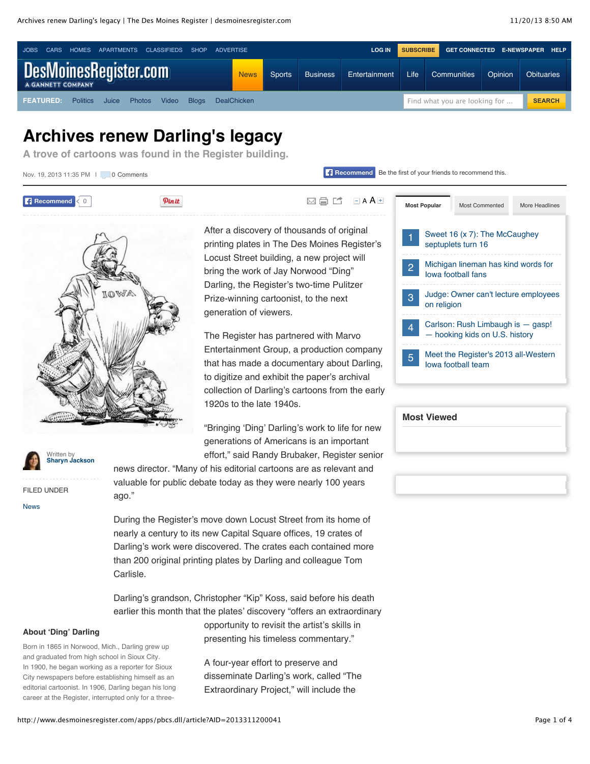# Archives renew Darling's legacy

**A trove of cartoons was found in the Register building.**

Nov. 19, 2013 11:35 PM | 0 Comments

Written by **Sharyn Jackson**

FILED UNDER

News

After a discovery of thousands of original printing plates in The Des Moines Register's Locust Street building, a new project will bring the work of Jay Norwood "Ding" Darling, the Register's two-time Pulitzer Prize-winning cartoonist, to the next generation of viewers.

The Register has partnered with Marvo Entertainment Group, a production company that has made a documentary about Darling, to digitize and exhibit the paper's archival collection of Darling's cartoons from the early 1920s to the late 1940s.

"Bringing 'Ding' Darling's work to life for new generations of Americans is an important effort," said Randy Brubaker, Register senior news director. "Many of his editorial cartoons are as relevant and valuable for public debate today as they were nearly 100 years ago."

During the Register's move down Locust Street from its home of nearly a century to its new Capital Square offices, 19 crates of Darling's work were discovered. The crates each contained more than 200 original printing plates by Darling and colleague Tom Carlisle.

Darling's grandson, Christopher "Kip" Koss, said before his death earlier this month that the plates' discovery "offers an extraordinary opportunity to revisit the artist's skills in presenting his timeless commentary."

A four-year effort to preserve and disseminate Darling's work, called "The Extraordinary Project," will include the

### About 'Ding' Darling

Born in 1865 in Norwood, Mich., Darling grew up and graduated from high school in Sioux City. In 1900, he began working as a reporter for Sioux City newspapers before establishing himself as an editorial cartoonist. In 1906, Darling began his long career at the Register, interrupted only for a three-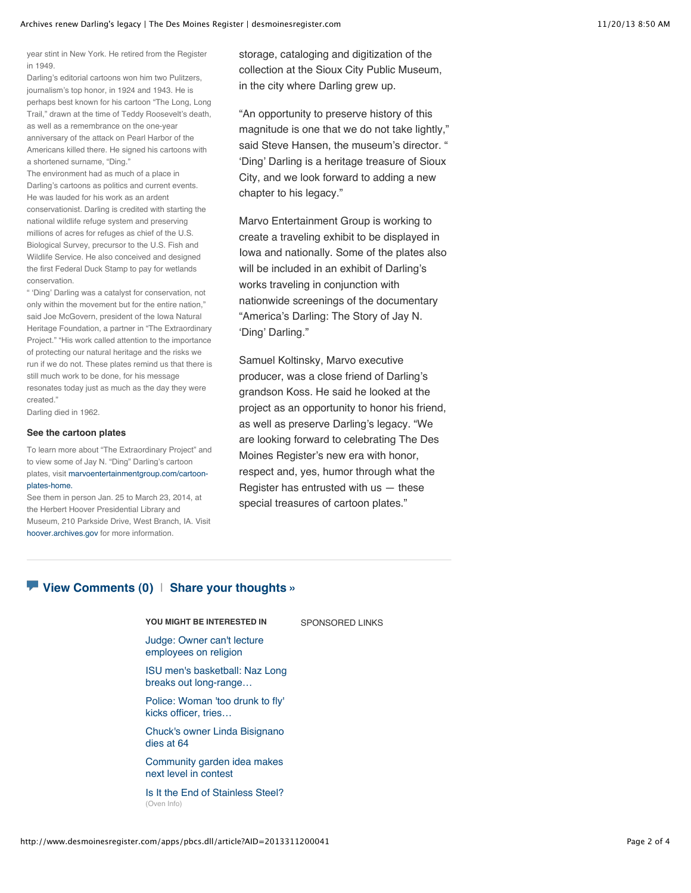year stint in New York. He retired from the Register in 1949.

Darling's editorial cartoons won him two Pulitzers, journalism's top honor, in 1924 and 1943. He is perhaps best known for his cartoon "The Long, Long Trail," drawn at the time of Teddy Roosevelt's death, as well as a remembrance on the one-year anniversary of the attack on Pearl Harbor of the Americans killed there. He signed his cartoons with a shortened surname, "Ding."

The environment had as much of a place in Darling's cartoons as politics and current events. He was lauded for his work as an ardent conservationist. Darling is credited with starting the national wildlife refuge system and preserving millions of acres for refuges as chief of the U.S. Biological Survey, precursor to the U.S. Fish and Wildlife Service. He also conceived and designed the first Federal Duck Stamp to pay for wetlands conservation.

" 'Ding' Darling was a catalyst for conservation, not only within the movement but for the entire nation," said Joe McGovern, president of the Iowa Natural Heritage Foundation, a partner in "The Extraordinary Project." "His work called attention to the importance of protecting our natural heritage and the risks we run if we do not. These plates remind us that there is still much work to be done, for his message resonates today just as much as the day they were created."

Darling died in 1962.

### See the cartoon plates

To learn more about "The Extraordinary Project" and to view some of Jay N. "Ding" Darling's cartoon plates, visit marvoentertainmentgroup.com/cartoon-plates-home.

See them in person Jan. 25 to March 23, 2014, at the Herbert Hoover Presidential Library and Museum, 210 Parkside Drive, West Branch, IA. Visit hoover.archives.gov for more information.

storage, cataloging and digitization of the collection at the Sioux City Public Museum, in the city where Darling grew up.

"An opportunity to preserve history of this magnitude is one that we do not take lightly," said Steve Hansen, the museum's director. " 'Ding' Darling is a heritage treasure of Sioux City, and we look forward to adding a new chapter to his legacy."

Marvo Entertainment Group is working to create a traveling exhibit to be displayed in Iowa and nationally. Some of the plates also will be included in an exhibit of Darling's works traveling in conjunction with nationwide screenings of the documentary "America's Darling: The Story of Jay N. 'Ding' Darling."

Samuel Koltinsky, Marvo executive producer, was a close friend of Darling's grandson Koss. He said he looked at the project as an opportunity to honor his friend, as well as preserve Darling's legacy. "We are looking forward to celebrating The Des Moines Register's new era with honor, respect and, yes, humor through what the Register has entrusted with us — these special treasures of cartoon plates."

**View Comments (0)** | **Share your thoughts »**

**YOU MIGHT BE INTERESTED IN**

- Judge: Owner can't lecture employees on religion
- ISU men's basketball: Naz Long breaks out long-range…
- Police: Woman 'too drunk to fly' kicks officer, tries…
- Chuck's owner Linda Bisignano dies at 64
- Community garden idea makes next level in contest
- Is It the End of Stainless Steel? (Oven Info)

SPONSORED LINKS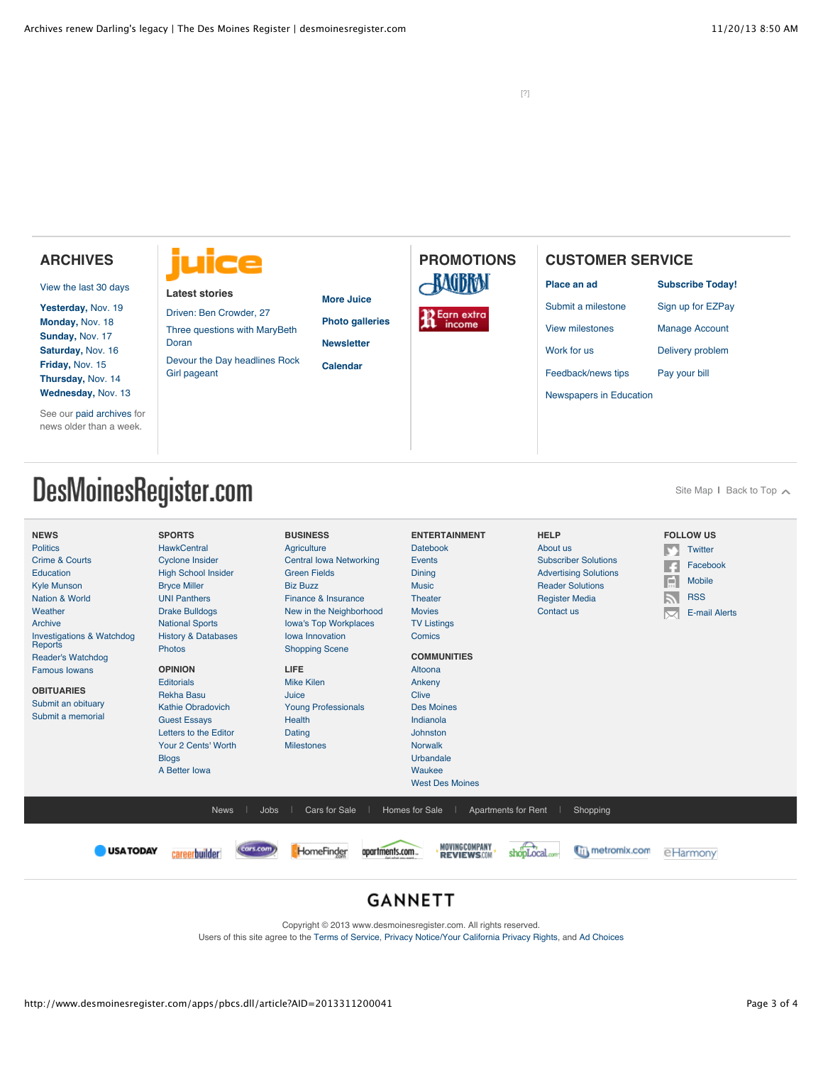[?]

## ARCHIVES

View the last 30 days

**Yesterday,** Nov. 19
**Monday,** Nov. 18
**Sunday,** Nov. 17
**Saturday,** Nov. 16
**Friday,** Nov. 15
**Thursday,** Nov. 14
**Wednesday,** Nov. 13

See our paid archives for news older than a week.

## juice

**Latest stories**

Driven: Ben Crowder, 27
Three questions with MaryBeth Doran
Devour the Day headlines Rock Girl pageant

**More Juice**
**Photo galleries**
**Newsletter**
**Calendar**

## PROMOTIONS

Earn extra income

## CUSTOMER SERVICE

**Place an ad**
Submit a milestone
View milestones
Work for us
Feedback/news tips
Newspapers in Education

**Subscribe Today!**
Sign up for EZPay
Manage Account
Delivery problem
Pay your bill

# DesMoinesRegister.com

Site Map | Back to Top

**NEWS**
Politics
Crime & Courts
Education
Kyle Munson
Nation & World
Weather
Archive
Investigations & Watchdog Reports
Reader's Watchdog
Famous Iowans

**OBITUARIES**
Submit an obituary
Submit a memorial

**SPORTS**
HawkCentral
Cyclone Insider
High School Insider
Bryce Miller
UNI Panthers
Drake Bulldogs
National Sports
History & Databases
Photos

**OPINION**
Editorials
Rekha Basu
Kathie Obradovich
Guest Essays
Letters to the Editor
Your 2 Cents' Worth
Blogs
A Better Iowa

**BUSINESS**
Agriculture
Central Iowa Networking
Green Fields
Biz Buzz
Finance & Insurance
New in the Neighborhood
Iowa's Top Workplaces
Iowa Innovation
Shopping Scene

**LIFE**
Mike Kilen
Juice
Young Professionals
Health
Dating
Milestones

**ENTERTAINMENT**
Datebook
Events
Dining
Music
Theater
Movies
TV Listings
Comics

**COMMUNITIES**
Altoona
Ankeny
Clive
Des Moines
Indianola
Johnston
Norwalk
Urbandale
Waukee
West Des Moines

**HELP**
About us
Subscriber Solutions
Advertising Solutions
Reader Solutions
Register Media
Contact us

**FOLLOW US**
Twitter
Facebook
Mobile
RSS
E-mail Alerts

News | Jobs | Cars for Sale | Homes for Sale | Apartments for Rent | Shopping

USA TODAY · careerbuilder · cars.com · HomeFinder.com · apartments.com · MOVINGCOMPANY REVIEWS.COM · shopLocal.com · metromix.com · eHarmony

GANNETT

Copyright © 2013 www.desmoinesregister.com. All rights reserved.
Users of this site agree to the Terms of Service, Privacy Notice/Your California Privacy Rights, and Ad Choices